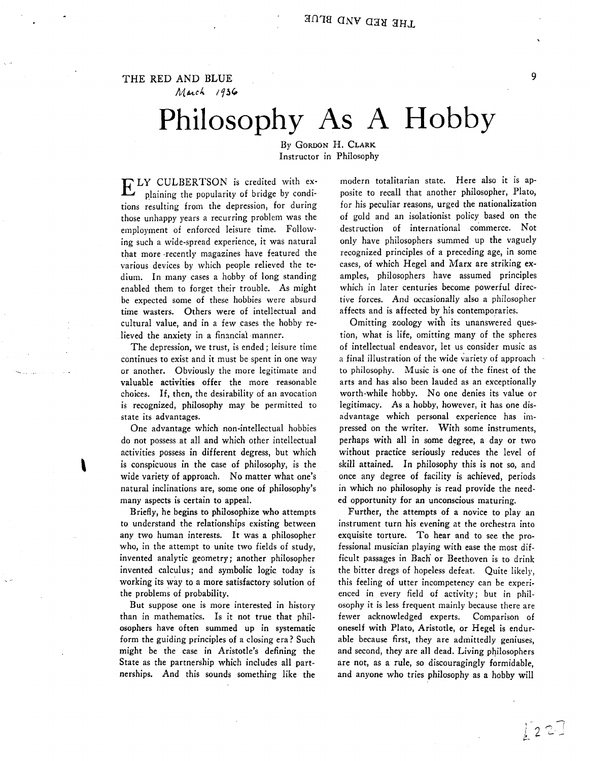THE RED AND BLUE

*March 1936*

# Philosophy As A Hobby

By Gordon H. Clark
Instructor in Philosophy

Ely Culbertson is credited with explaining the popularity of bridge by conditions resulting from the depression, for during those unhappy years a recurring problem was the employment of enforced leisure time. Following such a wide-spread experience, it was natural that more recently magazines have featured the various devices by which people relieved the tedium. In many cases a hobby of long standing enabled them to forget their trouble. As might be expected some of these hobbies were absurd time wasters. Others were of intellectual and cultural value, and in a few cases the hobby relieved the anxiety in a financial manner.

The depression, we trust, is ended; leisure time continues to exist and it must be spent in one way or another. Obviously the more legitimate and valuable activities offer the more reasonable choices. If, then, the desirability of an avocation is recognized, philosophy may be permitted to state its advantages.

One advantage which non-intellectual hobbies do not possess at all and which other intellectual activities possess in different degress, but which is conspicuous in the case of philosophy, is the wide variety of approach. No matter what one's natural inclinations are, some one of philosophy's many aspects is certain to appeal.

Briefly, he begins to philosophize who attempts to understand the relationships existing between any two human interests. It was a philosopher who, in the attempt to unite two fields of study, invented analytic geometry; another philosopher invented calculus; and symbolic logic today is working its way to a more satisfactory solution of the problems of probability.

But suppose one is more interested in history than in mathematics. Is it not true that philosophers have often summed up in systematic form the guiding principles of a closing era? Such might be the case in Aristotle's defining the State as the partnership which includes all partnerships. And this sounds something like the modern totalitarian state. Here also it is apposite to recall that another philosopher, Plato, for his peculiar reasons, urged the nationalization of gold and an isolationist policy based on the destruction of international commerce. Not only have philosophers summed up the vaguely recognized principles of a preceding age, in some cases, of which Hegel and Marx are striking examples, philosophers have assumed principles which in later centuries become powerful directive forces. And occasionally also a philosopher affects and is affected by his contemporaries.

Omitting zoology with its unanswered question, what is life, omitting many of the spheres of intellectual endeavor, let us consider music as a final illustration of the wide variety of approach to philosophy. Music is one of the finest of the arts and has also been lauded as an exceptionally worth-while hobby. No one denies its value or legitimacy. As a hobby, however, it has one disadvantage which personal experience has impressed on the writer. With some instruments, perhaps with all in some degree, a day or two without practice seriously reduces the level of skill attained. In philosophy this is not so, and once any degree of facility is achieved, periods in which no philosophy is read provide the needed opportunity for an unconscious maturing.

Further, the attempts of a novice to play an instrument turn his evening at the orchestra into exquisite torture. To hear and to see the professional musician playing with ease the most difficult passages in Bach or Beethoven is to drink the bitter dregs of hopeless defeat. Quite likely, this feeling of utter incompetency can be experienced in every field of activity; but in philosophy it is less frequent mainly because there are fewer acknowledged experts. Comparison of oneself with Plato, Aristotle, or Hegel is endurable because first, they are admittedly geniuses, and second, they are all dead. Living philosophers are not, as a rule, so discouragingly formidable, and anyone who tries philosophy as a hobby will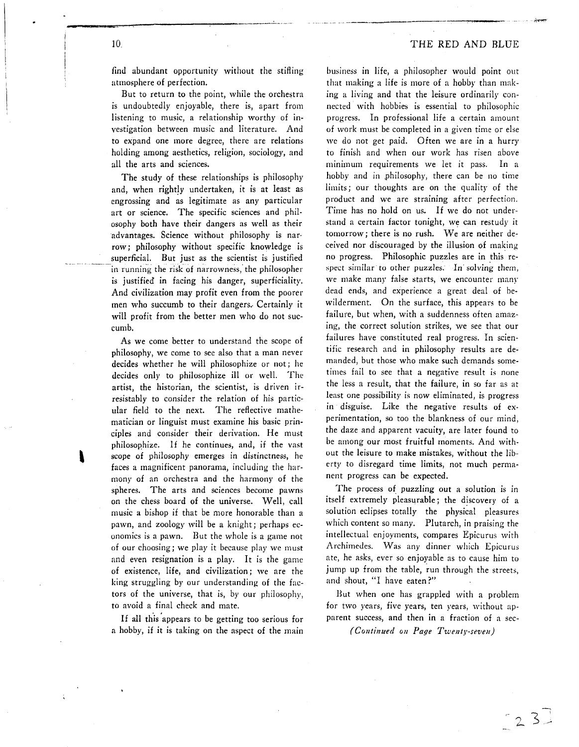find abundant opportunity without the stifling atmosphere of perfection.

But to return to the point, while the orchestra is undoubtedly enjoyable, there is, apart from listening to music, a relationship worthy of investigation between music and literature. And to expand one more degree, there are relations holding among aesthetics, religion, sociology, and all the arts and sciences.

The study of these relationships is philosophy and, when rightly undertaken, it is at least as engrossing and as legitimate as any particular art or science. The specific sciences and philosophy both have their dangers as well as their advantages. Science without philosophy is narrow; philosophy without specific knowledge is superficial. But just as the scientist is justified in running the risk of narrowness, the philosopher is justified in facing his danger, superficiality. And civilization may profit even from the poorer men who succumb to their dangers. Certainly it will profit from the better men who do not succumb.

As we come better to understand the scope of philosophy, we come to see also that a man never decides whether he will philosophize or not; he decides only to philosophize ill or well. The artist, the historian, the scientist, is driven irresistably to consider the relation of his particular field to the next. The reflective mathematician or linguist must examine his basic principles and consider their derivation. He must philosophize. If he continues, and, if the vast scope of philosophy emerges in distinctness, he faces a magnificent panorama, including the harmony of an orchestra and the harmony of the spheres. The arts and sciences become pawns on the chess board of the universe. Well, call music a bishop if that be more honorable than a pawn, and zoology will be a knight; perhaps economics is a pawn. But the whole is a game not of our choosing; we play it because play we must and even resignation is a play. It is the game of existence, life, and civilization; we are the king struggling by our understanding of the factors of the universe, that is, by our philosophy, to avoid a final check and mate.

If all this appears to be getting too serious for a hobby, if it is taking on the aspect of the main business in life, a philosopher would point out that making a life is more of a hobby than making a living and that the leisure ordinarily connected with hobbies is essential to philosophic progress. In professional life a certain amount of work must be completed in a given time or else we do not get paid. Often we are in a hurry to finish and when our work has risen above minimum requirements we let it pass. In a hobby and in philosophy, there can be no time limits; our thoughts are on the quality of the product and we are straining after perfection. Time has no hold on us. If we do not understand a certain factor tonight, we can restudy it tomorrow; there is no rush. We are neither deceived nor discouraged by the illusion of making no progress. Philosophic puzzles are in this respect similar to other puzzles. In solving them, we make many false starts, we encounter many dead ends, and experience a great deal of bewilderment. On the surface, this appears to be failure, but when, with a suddenness often amazing, the correct solution strikes, we see that our failures have constituted real progress. In scientific research and in philosophy results are demanded, but those who make such demands sometimes fail to see that a negative result is none the less a result, that the failure, in so far as at least one possibility is now eliminated, is progress in disguise. Like the negative results of experimentation, so too the blankness of our mind, the daze and apparent vacuity, are later found to be among our most fruitful moments. And without the leisure to make mistakes, without the liberty to disregard time limits, not much permanent progress can be expected.

The process of puzzling out a solution is in itself extremely pleasurable; the discovery of a solution eclipses totally the physical pleasures which content so many. Plutarch, in praising the intellectual enjoyments, compares Epicurus with Archimedes. Was any dinner which Epicurus ate, he asks, ever so enjoyable as to cause him to jump up from the table, run through the streets, and shout, "I have eaten?"

But when one has grappled with a problem for two years, five years, ten years, without apparent success, and then in a fraction of a sec-

*(Continued on Page Twenty-seven)*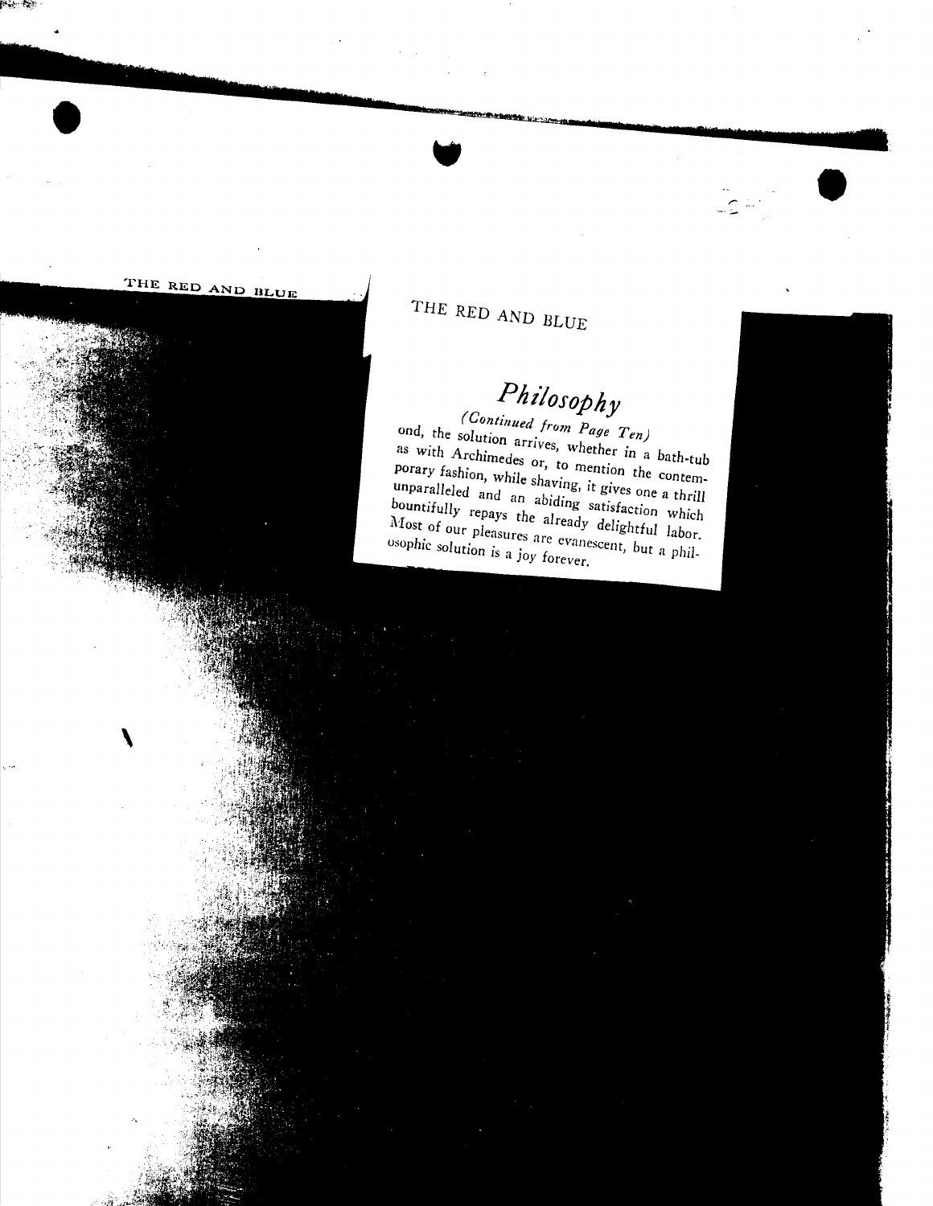## Philosophy

*(Continued from Page Ten)*

ond, the solution arrives, whether in a bath-tub as with Archimedes or, to mention the contemporary fashion, while shaving, it gives one a thrill unparalleled and an abiding satisfaction which bountifully repays the already delightful labor. Most of our pleasures are evanescent, but a philosophic solution is a joy forever.